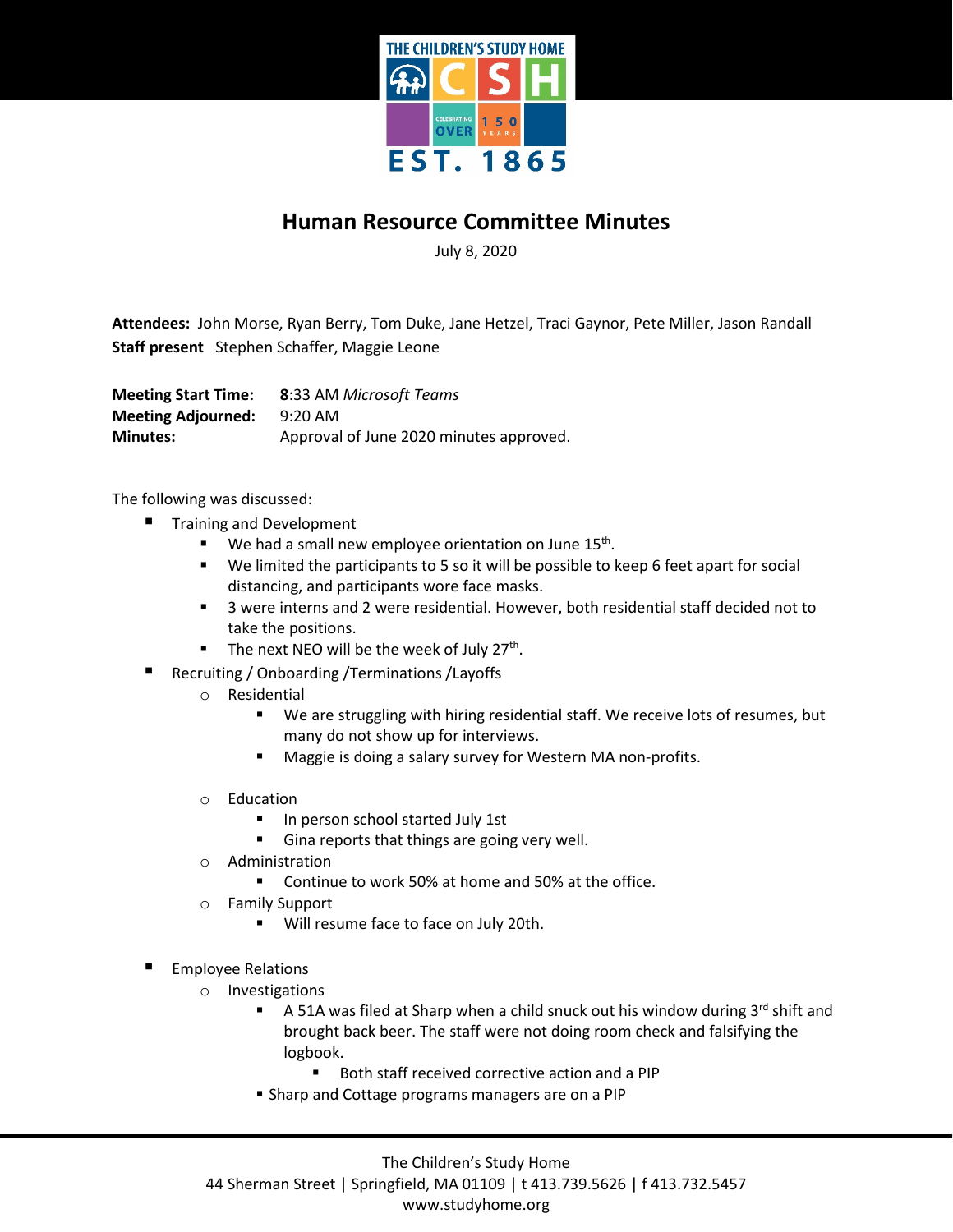# Human Resource Committee Minutes

July 8, 2020

**Attendees:** John Morse, Ryan Berry, Tom Duke, Jane Hetzel, Traci Gaynor, Pete Miller, Jason Randall
**Staff present** Stephen Schaffer, Maggie Leone

**Meeting Start Time:** 8:33 AM *Microsoft Teams*
**Meeting Adjourned:** 9:20 AM
**Minutes:** Approval of June 2020 minutes approved.

The following was discussed:

- Training and Development
  - We had a small new employee orientation on June 15th.
  - We limited the participants to 5 so it will be possible to keep 6 feet apart for social distancing, and participants wore face masks.
  - 3 were interns and 2 were residential. However, both residential staff decided not to take the positions.
  - The next NEO will be the week of July 27th.
- Recruiting / Onboarding /Terminations /Layoffs
  - Residential
    - We are struggling with hiring residential staff. We receive lots of resumes, but many do not show up for interviews.
    - Maggie is doing a salary survey for Western MA non-profits.
  - Education
    - In person school started July 1st
    - Gina reports that things are going very well.
  - Administration
    - Continue to work 50% at home and 50% at the office.
  - Family Support
    - Will resume face to face on July 20th.
- Employee Relations
  - Investigations
    - A 51A was filed at Sharp when a child snuck out his window during 3rd shift and brought back beer. The staff were not doing room check and falsifying the logbook.
      - Both staff received corrective action and a PIP
    - Sharp and Cottage programs managers are on a PIP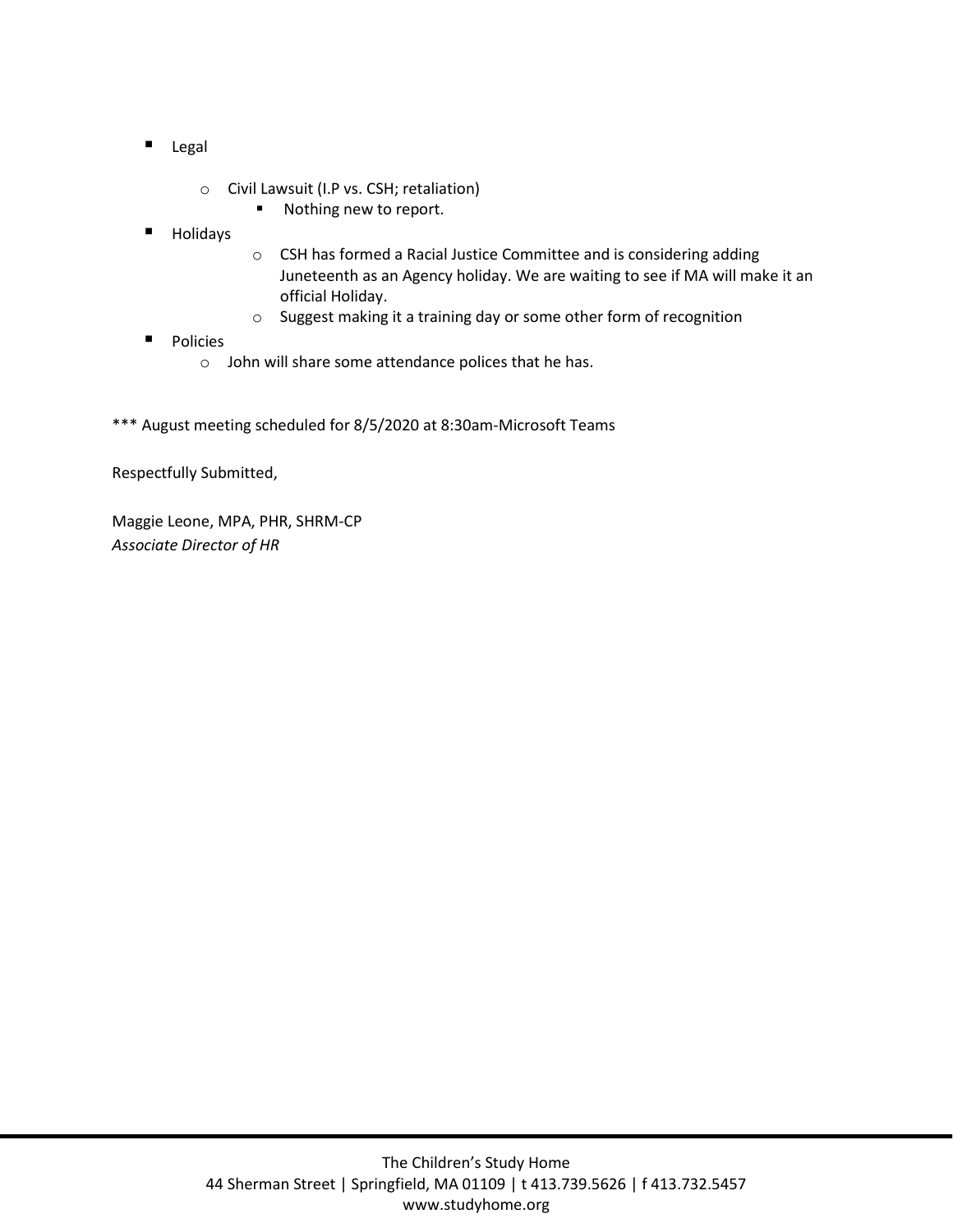- Legal
  - Civil Lawsuit (I.P vs. CSH; retaliation)
    - Nothing new to report.
- Holidays
  - CSH has formed a Racial Justice Committee and is considering adding Juneteenth as an Agency holiday. We are waiting to see if MA will make it an official Holiday.
  - Suggest making it a training day or some other form of recognition
- Policies
  - John will share some attendance polices that he has.

*** August meeting scheduled for 8/5/2020 at 8:30am-Microsoft Teams

Respectfully Submitted,

Maggie Leone, MPA, PHR, SHRM-CP
*Associate Director of HR*

The Children's Study Home
44 Sherman Street | Springfield, MA 01109 | t 413.739.5626 | f 413.732.5457
www.studyhome.org